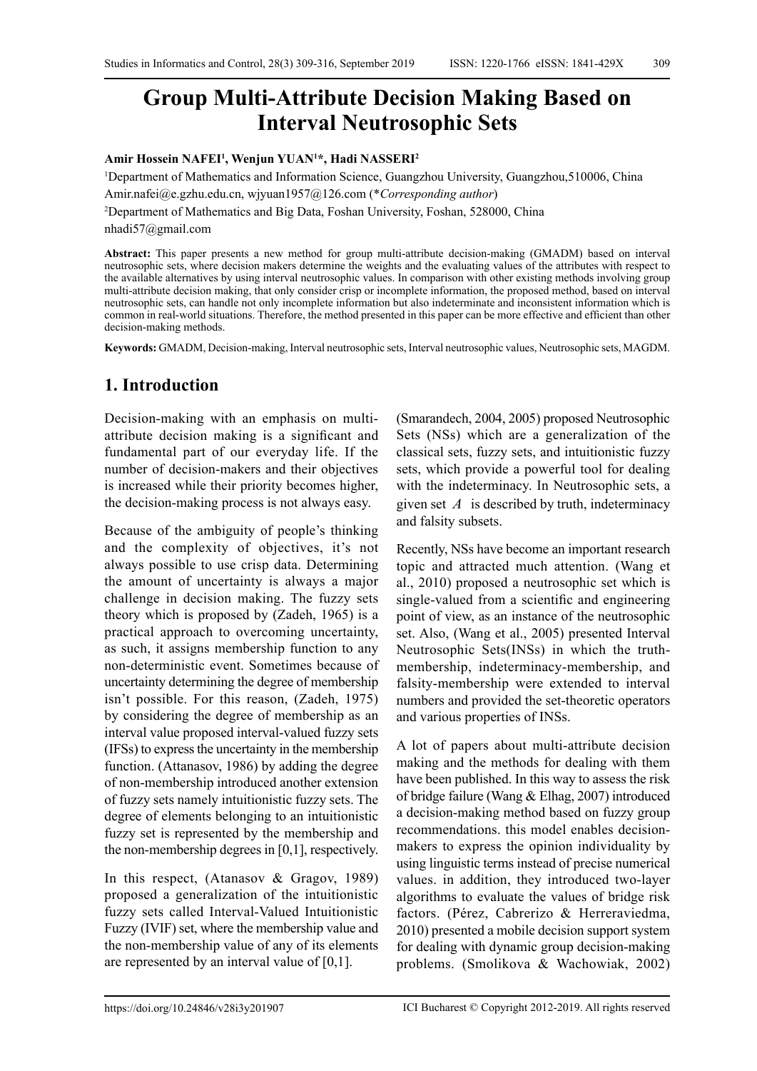# Group Multi-Attribute Decision Making Based on Interval Neutrosophic Sets

**Amir Hossein NAFEI[1], Wenjun YUAN[1]*, Hadi NASSERI[2]**

[1]Department of Mathematics and Information Science, Guangzhou University, Guangzhou,510006, China
Amir.nafei@e.gzhu.edu.cn, wjyuan1957@126.com (*Corresponding author*)

[2]Department of Mathematics and Big Data, Foshan University, Foshan, 528000, China
nhadi57@gmail.com

**Abstract:** This paper presents a new method for group multi-attribute decision-making (GMADM) based on interval neutrosophic sets, where decision makers determine the weights and the evaluating values of the attributes with respect to the available alternatives by using interval neutrosophic values. In comparison with other existing methods involving group multi-attribute decision making, that only consider crisp or incomplete information, the proposed method, based on interval neutrosophic sets, can handle not only incomplete information but also indeterminate and inconsistent information which is common in real-world situations. Therefore, the method presented in this paper can be more effective and efficient than other decision-making methods.

**Keywords:** GMADM, Decision-making, Interval neutrosophic sets, Interval neutrosophic values, Neutrosophic sets, MAGDM.

## 1. Introduction

Decision-making with an emphasis on multi-attribute decision making is a significant and fundamental part of our everyday life. If the number of decision-makers and their objectives is increased while their priority becomes higher, the decision-making process is not always easy.

Because of the ambiguity of people's thinking and the complexity of objectives, it's not always possible to use crisp data. Determining the amount of uncertainty is always a major challenge in decision making. The fuzzy sets theory which is proposed by (Zadeh, 1965) is a practical approach to overcoming uncertainty, as such, it assigns membership function to any non-deterministic event. Sometimes because of uncertainty determining the degree of membership isn't possible. For this reason, (Zadeh, 1975) by considering the degree of membership as an interval value proposed interval-valued fuzzy sets (IFSs) to express the uncertainty in the membership function. (Attanasov, 1986) by adding the degree of non-membership introduced another extension of fuzzy sets namely intuitionistic fuzzy sets. The degree of elements belonging to an intuitionistic fuzzy set is represented by the membership and the non-membership degrees in [0,1], respectively.

In this respect, (Atanasov & Gragov, 1989) proposed a generalization of the intuitionistic fuzzy sets called Interval-Valued Intuitionistic Fuzzy (IVIF) set, where the membership value and the non-membership value of any of its elements are represented by an interval value of [0,1].

(Smarandech, 2004, 2005) proposed Neutrosophic Sets (NSs) which are a generalization of the classical sets, fuzzy sets, and intuitionistic fuzzy sets, which provide a powerful tool for dealing with the indeterminacy. In Neutrosophic sets, a given set $A$ is described by truth, indeterminacy and falsity subsets.

Recently, NSs have become an important research topic and attracted much attention. (Wang et al., 2010) proposed a neutrosophic set which is single-valued from a scientific and engineering point of view, as an instance of the neutrosophic set. Also, (Wang et al., 2005) presented Interval Neutrosophic Sets(INSs) in which the truth-membership, indeterminacy-membership, and falsity-membership were extended to interval numbers and provided the set-theoretic operators and various properties of INSs.

A lot of papers about multi-attribute decision making and the methods for dealing with them have been published. In this way to assess the risk of bridge failure (Wang & Elhag, 2007) introduced a decision-making method based on fuzzy group recommendations. this model enables decision-makers to express the opinion individuality by using linguistic terms instead of precise numerical values. in addition, they introduced two-layer algorithms to evaluate the values of bridge risk factors. (Pérez, Cabrerizo & Herreraviedma, 2010) presented a mobile decision support system for dealing with dynamic group decision-making problems. (Smolikova & Wachowiak, 2002)

https://doi.org/10.24846/v28i3y201907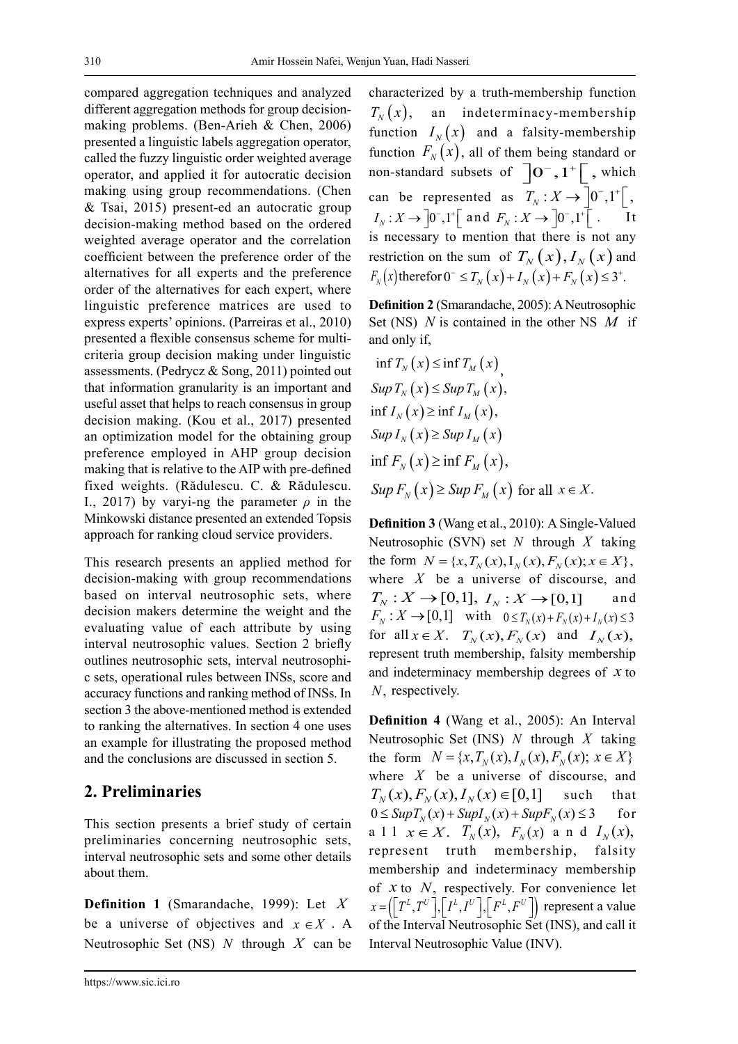compared aggregation techniques and analyzed different aggregation methods for group decision-making problems. (Ben-Arieh & Chen, 2006) presented a linguistic labels aggregation operator, called the fuzzy linguistic order weighted average operator, and applied it for autocratic decision making using group recommendations. (Chen & Tsai, 2015) present-ed an autocratic group decision-making method based on the ordered weighted average operator and the correlation coefficient between the preference order of the alternatives for all experts and the preference order of the alternatives for each expert, where linguistic preference matrices are used to express experts' opinions. (Parreiras et al., 2010) presented a flexible consensus scheme for multi-criteria group decision making under linguistic assessments. (Pedrycz & Song, 2011) pointed out that information granularity is an important and useful asset that helps to reach consensus in group decision making. (Kou et al., 2017) presented an optimization model for the obtaining group preference employed in AHP group decision making that is relative to the AIP with pre-defined fixed weights. (Rădulescu. C. & Rădulescu. I., 2017) by varyi-ng the parameter $\rho$ in the Minkowski distance presented an extended Topsis approach for ranking cloud service providers.

This research presents an applied method for decision-making with group recommendations based on interval neutrosophic sets, where decision makers determine the weight and the evaluating value of each attribute by using interval neutrosophic values. Section 2 briefly outlines neutrosophic sets, interval neutrosophi-c sets, operational rules between INSs, score and accuracy functions and ranking method of INSs. In section 3 the above-mentioned method is extended to ranking the alternatives. In section 4 one uses an example for illustrating the proposed method and the conclusions are discussed in section 5.

## 2. Preliminaries

This section presents a brief study of certain preliminaries concerning neutrosophic sets, interval neutrosophic sets and some other details about them.

**Definition 1** (Smarandache, 1999): Let $X$ be a universe of objectives and $x \in X$. A Neutrosophic Set (NS) $N$ through $X$ can be characterized by a truth-membership function $T_N(x)$, an indeterminacy-membership function $I_N(x)$ and a falsity-membership function $F_N(x)$, all of them being standard or non-standard subsets of $]0^-, 1^+[$, which can be represented as $T_N : X \to ]0^-, 1^+[$, $I_N : X \to ]0^-, 1^+[$ and $F_N : X \to ]0^-, 1^+[$. It is necessary to mention that there is not any restriction on the sum of $T_N(x), I_N(x)$ and $F_N(x)$ therefor $0^- \le T_N(x) + I_N(x) + F_N(x) \le 3^+$.

**Definition 2** (Smarandache, 2005): A Neutrosophic Set (NS) $N$ is contained in the other NS $M$ if and only if,

$$\inf T_N(x) \le \inf T_M(x),$$
$$Sup\, T_N(x) \le Sup\, T_M(x),$$
$$\inf I_N(x) \ge \inf I_M(x),$$
$$Sup\, I_N(x) \ge Sup\, I_M(x)$$
$$\inf F_N(x) \ge \inf F_M(x),$$
$$Sup\, F_N(x) \ge Sup\, F_M(x) \text{ for all } x \in X.$$

**Definition 3** (Wang et al., 2010): A Single-Valued Neutrosophic (SVN) set $N$ through $X$ taking the form $N = \{x, T_N(x), I_N(x), F_N(x); x \in X\}$, where $X$ be a universe of discourse, and $T_N : X \to [0,1]$, $I_N : X \to [0,1]$ and $F_N : X \to [0,1]$ with $0 \le T_N(x) + F_N(x) + I_N(x) \le 3$ for all $x \in X$. $T_N(x), F_N(x)$ and $I_N(x)$, represent truth membership, falsity membership and indeterminacy membership degrees of $x$ to $N$, respectively.

**Definition 4** (Wang et al., 2005): An Interval Neutrosophic Set (INS) $N$ through $X$ taking the form $N = \{x, T_N(x), I_N(x), F_N(x); x \in X\}$ where $X$ be a universe of discourse, and $T_N(x), F_N(x), I_N(x) \in [0,1]$ such that $0 \le SupT_N(x) + SupI_N(x) + SupF_N(x) \le 3$ for all $x \in X$. $T_N(x)$, $F_N(x)$ and $I_N(x)$, represent truth membership, falsity membership and indeterminacy membership of $x$ to $N$, respectively. For convenience let $x = \left(\left[T^L, T^U\right], \left[I^L, I^U\right], \left[F^L, F^U\right]\right)$ represent a value of the Interval Neutrosophic Set (INS), and call it Interval Neutrosophic Value (INV).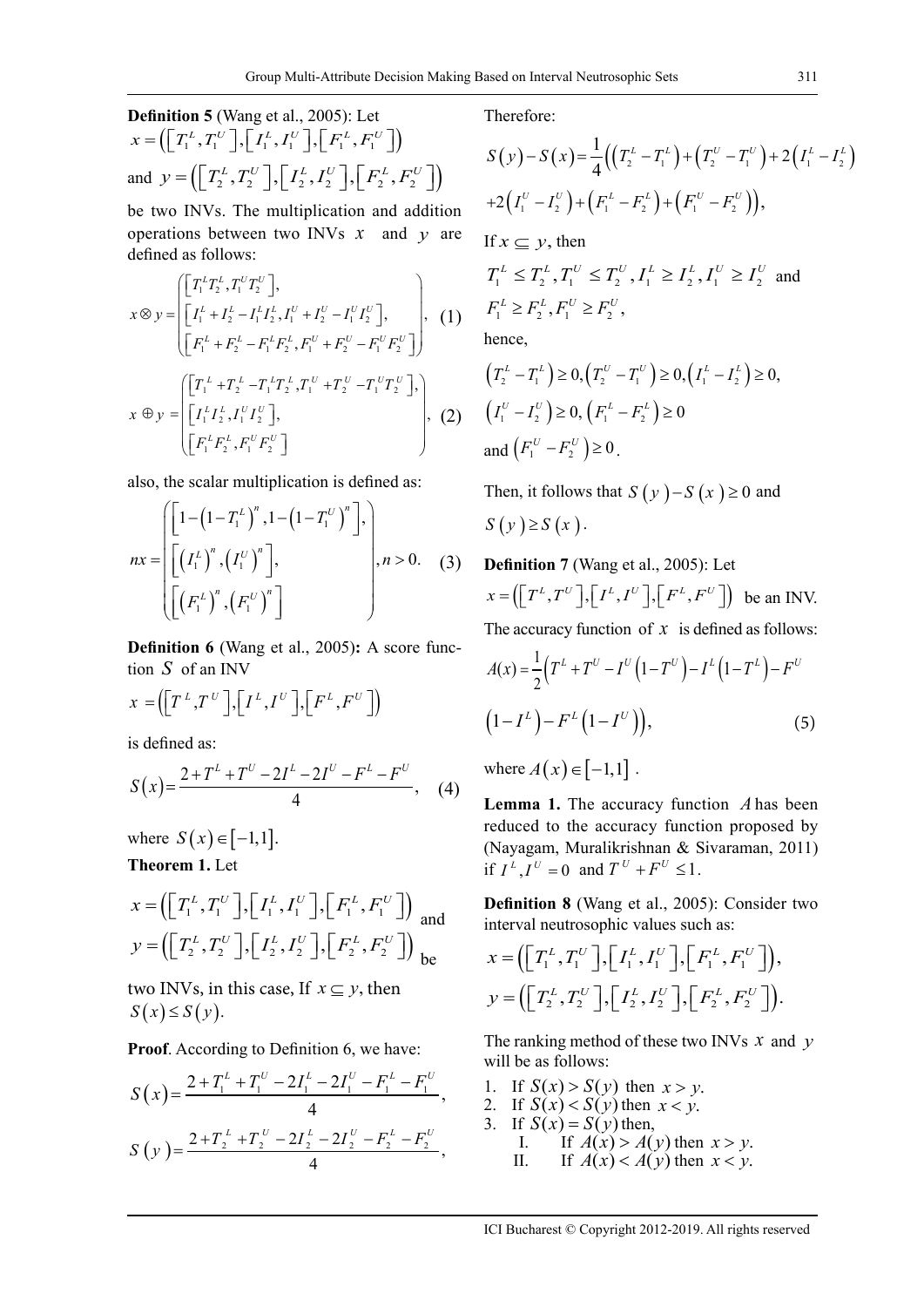**Definition 5** (Wang et al., 2005): Let $x = \left(\left[T_1^L, T_1^U\right], \left[I_1^L, I_1^U\right], \left[F_1^L, F_1^U\right]\right)$ and $y = \left(\left[T_2^L, T_2^U\right], \left[I_2^L, I_2^U\right], \left[F_2^L, F_2^U\right]\right)$ be two INVs. The multiplication and addition operations between two INVs $x$ and $y$ are defined as follows:

$$x \otimes y = \begin{pmatrix} \left[T_1^L T_2^L, T_1^U T_2^U\right], \\ \left[I_1^L + I_2^L - I_1^L I_2^L, I_1^U + I_2^U - I_1^U I_2^U\right], \\ \left[F_1^L + F_2^L - F_1^L F_2^L, F_1^U + F_2^U - F_1^U F_2^U\right] \end{pmatrix}, \quad (1)$$

$$x \oplus y = \begin{pmatrix} \left[T_1^L + T_2^L - T_1^L T_2^L, T_1^U + T_2^U - T_1^U T_2^U\right], \\ \left[I_1^L I_2^L, I_1^U I_2^U\right], \\ \left[F_1^L F_2^L, F_1^U F_2^U\right] \end{pmatrix}, \quad (2)$$

also, the scalar multiplication is defined as:

$$nx = \begin{pmatrix} \left[1-\left(1-T_1^L\right)^n, 1-\left(1-T_1^U\right)^n\right], \\ \left[\left(I_1^L\right)^n, \left(I_1^U\right)^n\right], \\ \left[\left(F_1^L\right)^n, \left(F_1^U\right)^n\right] \end{pmatrix}, n > 0. \quad (3)$$

**Definition 6** (Wang et al., 2005)**:** A score function $S$ of an INV

$$x = \left(\left[T^L, T^U\right], \left[I^L, I^U\right], \left[F^L, F^U\right]\right)$$

is defined as:

$$S(x) = \frac{2 + T^L + T^U - 2I^L - 2I^U - F^L - F^U}{4}, \quad (4)$$

where $S(x) \in [-1,1]$.

**Theorem 1.** Let

$x = \left(\left[T_1^L, T_1^U\right], \left[I_1^L, I_1^U\right], \left[F_1^L, F_1^U\right]\right)$ and $y = \left(\left[T_2^L, T_2^U\right], \left[I_2^L, I_2^U\right], \left[F_2^L, F_2^U\right]\right)$ be two INVs, in this case, If $x \subseteq y$, then $S(x) \leq S(y)$.

**Proof**. According to Definition 6, we have:

$$S(x) = \frac{2 + T_1^L + T_1^U - 2I_1^L - 2I_1^U - F_1^L - F_1^U}{4},$$

$$S(y) = \frac{2 + T_2^L + T_2^U - 2I_2^L - 2I_2^U - F_2^L - F_2^U}{4},$$

Therefore:

$$S(y) - S(x) = \frac{1}{4}\Big(\left(T_2^L - T_1^L\right) + \left(T_2^U - T_1^U\right) + 2\left(I_1^L - I_2^L\right) + 2\left(I_1^U - I_2^U\right) + \left(F_1^L - F_2^L\right) + \left(F_1^U - F_2^U\right)\Big),$$

If $x \subseteq y$, then

$T_1^L \leq T_2^L, T_1^U \leq T_2^U, I_1^L \geq I_2^L, I_1^U \geq I_2^U$ and $F_1^L \geq F_2^L, F_1^U \geq F_2^U$,

hence,

$\left(T_2^L - T_1^L\right) \geq 0, \left(T_2^U - T_1^U\right) \geq 0, \left(I_1^L - I_2^L\right) \geq 0,$
$\left(I_1^U - I_2^U\right) \geq 0, \left(F_1^L - F_2^L\right) \geq 0$
and $\left(F_1^U - F_2^U\right) \geq 0$.

Then, it follows that $S(y) - S(x) \geq 0$ and $S(y) \geq S(x)$.

**Definition 7** (Wang et al., 2005): Let $x = \left(\left[T^L, T^U\right], \left[I^L, I^U\right], \left[F^L, F^U\right]\right)$ be an INV. The accuracy function of $x$ is defined as follows:

$$A(x) = \frac{1}{2}\Big(T^L + T^U - I^U\left(1 - T^U\right) - I^L\left(1 - T^L\right) - F^U\left(1 - I^L\right) - F^L\left(1 - I^U\right)\Big), \quad (5)$$

where $A(x) \in [-1,1]$.

**Lemma 1.** The accuracy function $A$ has been reduced to the accuracy function proposed by (Nayagam, Muralikrishnan & Sivaraman, 2011) if $I^L, I^U = 0$ and $T^U + F^U \leq 1$.

**Definition 8** (Wang et al., 2005): Consider two interval neutrosophic values such as:

$$x = \left(\left[T_1^L, T_1^U\right], \left[I_1^L, I_1^U\right], \left[F_1^L, F_1^U\right]\right),$$

$$y = \left(\left[T_2^L, T_2^U\right], \left[I_2^L, I_2^U\right], \left[F_2^L, F_2^U\right]\right).$$

The ranking method of these two INVs $x$ and $y$ will be as follows:

1. If $S(x) > S(y)$ then $x > y$.
2. If $S(x) < S(y)$ then $x < y$.
3. If $S(x) = S(y)$ then,
   I. If $A(x) > A(y)$ then $x > y$.
   II. If $A(x) < A(y)$ then $x < y$.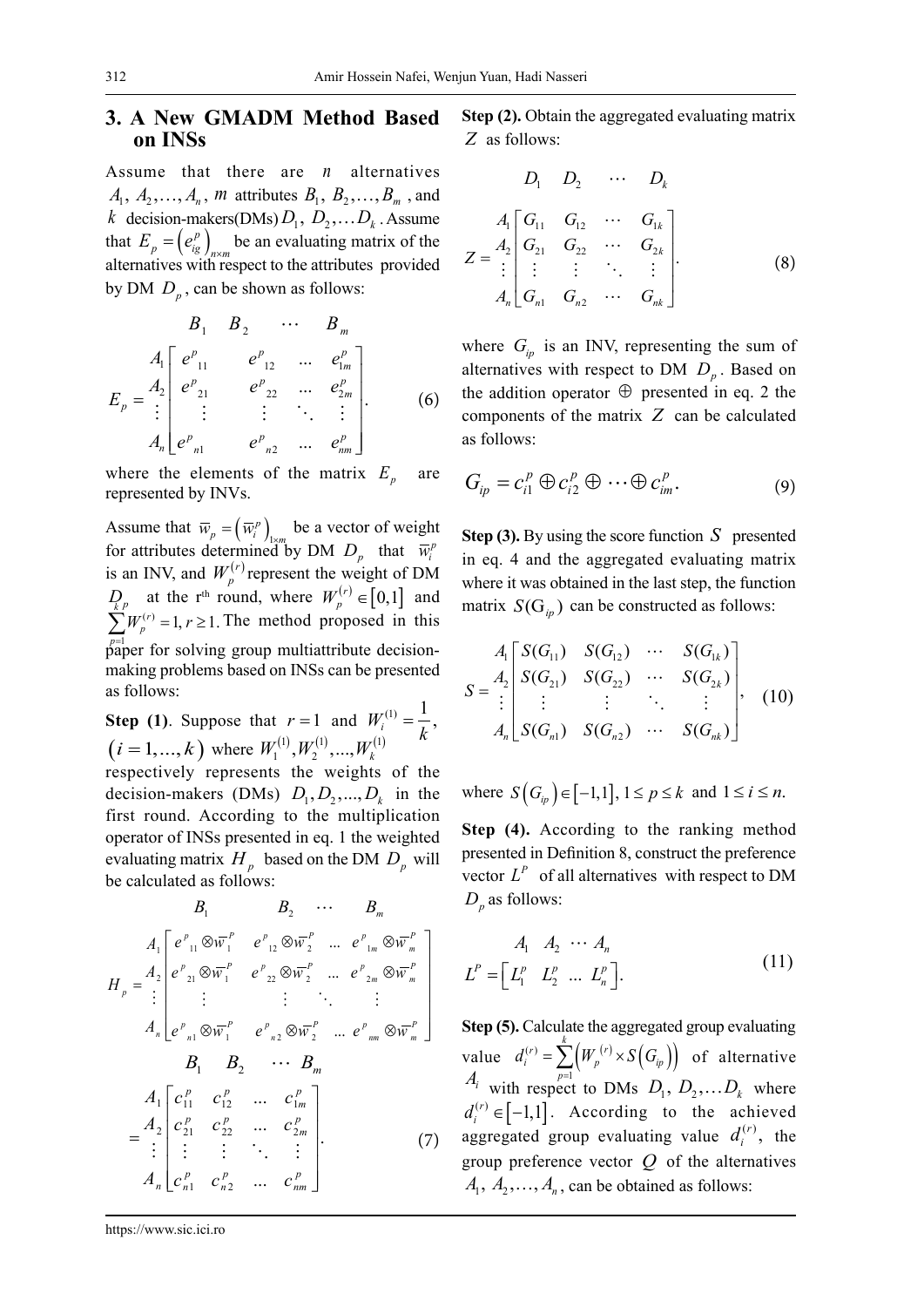## 3. A New GMADM Method Based on INSs

Assume that there are $n$ alternatives $A_1, A_2, \ldots, A_n$, $m$ attributes $B_1, B_2, \ldots, B_m$, and $k$ decision-makers(DMs) $D_1, D_2, \ldots D_k$. Assume that $E_p = \left(e_{ig}^p\right)_{n\times m}$ be an evaluating matrix of the alternatives with respect to the attributes provided by DM $D_p$, can be shown as follows:

$$
E_p = \begin{array}{c} \\ A_1 \\ A_2 \\ \vdots \\ A_n \end{array}
\begin{array}{c}
\begin{array}{cccc} B_1 & B_2 & \cdots & B_m \end{array} \\
\begin{bmatrix}
e^p{}_{11} & e^p{}_{12} & \ldots & e^p_{1m} \\
e^p{}_{21} & e^p{}_{22} & \ldots & e^p_{2m} \\
\vdots & \vdots & \ddots & \vdots \\
e^p{}_{n1} & e^p{}_{n2} & \ldots & e^p_{nm}
\end{bmatrix}
\end{array}. \tag{6}
$$

where the elements of the matrix $E_p$ are represented by INVs.

Assume that $\overline{w}_p = \left(\overline{w}_i^p\right)_{1\times m}$ be a vector of weight for attributes determined by DM $D_p$ that $\overline{w}_i^p$ is an INV, and $W_p^{(r)}$ represent the weight of DM $D_p$ at the r[th] round, where $W_p^{(r)} \in [0,1]$ and $\sum_{p=1}^{k} W_p^{(r)} = 1, r \geq 1.$ The method proposed in this paper for solving group multiattribute decision-making problems based on INSs can be presented as follows:

**Step (1)**. Suppose that $r=1$ and $W_i^{(1)} = \frac{1}{k}$, $(i = 1, \ldots, k)$ where $W_1^{(1)}, W_2^{(1)}, \ldots, W_k^{(1)}$ respectively represents the weights of the decision-makers (DMs) $D_1, D_2, \ldots, D_k$ in the first round. According to the multiplication operator of INSs presented in eq. 1 the weighted evaluating matrix $H_p$ based on the DM $D_p$ will be calculated as follows:

$$
H_p = \begin{array}{c} \\ A_1 \\ A_2 \\ \vdots \\ A_n \end{array}
\begin{array}{c}
\begin{array}{cccc} B_1 & B_2 & \cdots & B_m \end{array} \\
\begin{bmatrix}
e^p{}_{11} \otimes \overline{w}_1^P & e^p{}_{12} \otimes \overline{w}_2^P & \ldots & e^p{}_{1m} \otimes \overline{w}_m^P \\
e^p{}_{21} \otimes \overline{w}_1^P & e^p{}_{22} \otimes \overline{w}_2^P & \ldots & e^p{}_{2m} \otimes \overline{w}_m^P \\
\vdots & \vdots & \ddots & \vdots \\
e^p{}_{n1} \otimes \overline{w}_1^P & e^p{}_{n2} \otimes \overline{w}_2^P & \ldots & e^p{}_{nm} \otimes \overline{w}_m^P
\end{bmatrix}
\end{array}
= \begin{array}{c} \\ A_1 \\ A_2 \\ \vdots \\ A_n \end{array}
\begin{array}{c}
\begin{array}{cccc} B_1 & B_2 & \cdots & B_m \end{array} \\
\begin{bmatrix}
c_{11}^p & c_{12}^p & \ldots & c_{1m}^p \\
c_{21}^p & c_{22}^p & \ldots & c_{2m}^p \\
\vdots & \vdots & \ddots & \vdots \\
c_{n1}^p & c_{n2}^p & \ldots & c_{nm}^p
\end{bmatrix}
\end{array}. \tag{7}
$$

**Step (2).** Obtain the aggregated evaluating matrix $Z$ as follows:

$$
Z = \begin{array}{c} \\ A_1 \\ A_2 \\ \vdots \\ A_n \end{array}
\begin{array}{c}
\begin{array}{cccc} D_1 & D_2 & \cdots & D_k \end{array} \\
\begin{bmatrix}
G_{11} & G_{12} & \cdots & G_{1k} \\
G_{21} & G_{22} & \cdots & G_{2k} \\
\vdots & \vdots & \ddots & \vdots \\
G_{n1} & G_{n2} & \cdots & G_{nk}
\end{bmatrix}
\end{array}. \tag{8}
$$

where $G_{ip}$ is an INV, representing the sum of alternatives with respect to DM $D_p$. Based on the addition operator $\oplus$ presented in eq. 2 the components of the matrix $Z$ can be calculated as follows:

$$
G_{ip} = c_{i1}^p \oplus c_{i2}^p \oplus \cdots \oplus c_{im}^p. \tag{9}
$$

**Step (3).** By using the score function $S$ presented in eq. 4 and the aggregated evaluating matrix where it was obtained in the last step, the function matrix $S(G_{ip})$ can be constructed as follows:

$$
S = \begin{array}{c} A_1 \\ A_2 \\ \vdots \\ A_n \end{array}
\begin{bmatrix}
S(G_{11}) & S(G_{12}) & \cdots & S(G_{1k}) \\
S(G_{21}) & S(G_{22}) & \cdots & S(G_{2k}) \\
\vdots & \vdots & \ddots & \vdots \\
S(G_{n1}) & S(G_{n2}) & \cdots & S(G_{nk})
\end{bmatrix}, \tag{10}
$$

where $S\left(G_{ip}\right) \in [-1,1], 1 \leq p \leq k$ and $1 \leq i \leq n.$

**Step (4).** According to the ranking method presented in Definition 8, construct the preference vector $L^P$ of all alternatives with respect to DM $D_p$ as follows:

$$
L^P = \begin{array}{c} \begin{array}{cccc} A_1 & A_2 & \cdots & A_n \end{array} \\ \begin{bmatrix} L_1^p & L_2^p & \ldots & L_n^p \end{bmatrix} \end{array}. \tag{11}
$$

**Step (5).** Calculate the aggregated group evaluating value $d_i^{(r)} = \sum_{p=1}^{k} \left(W_p^{(r)} \times S\left(G_{ip}\right)\right)$ of alternative $A_i$ with respect to DMs $D_1, D_2, \ldots D_k$ where $d_i^{(r)} \in [-1,1]$. According to the achieved aggregated group evaluating value $d_i^{(r)}$, the group preference vector $Q$ of the alternatives $A_1, A_2, \ldots, A_n$, can be obtained as follows: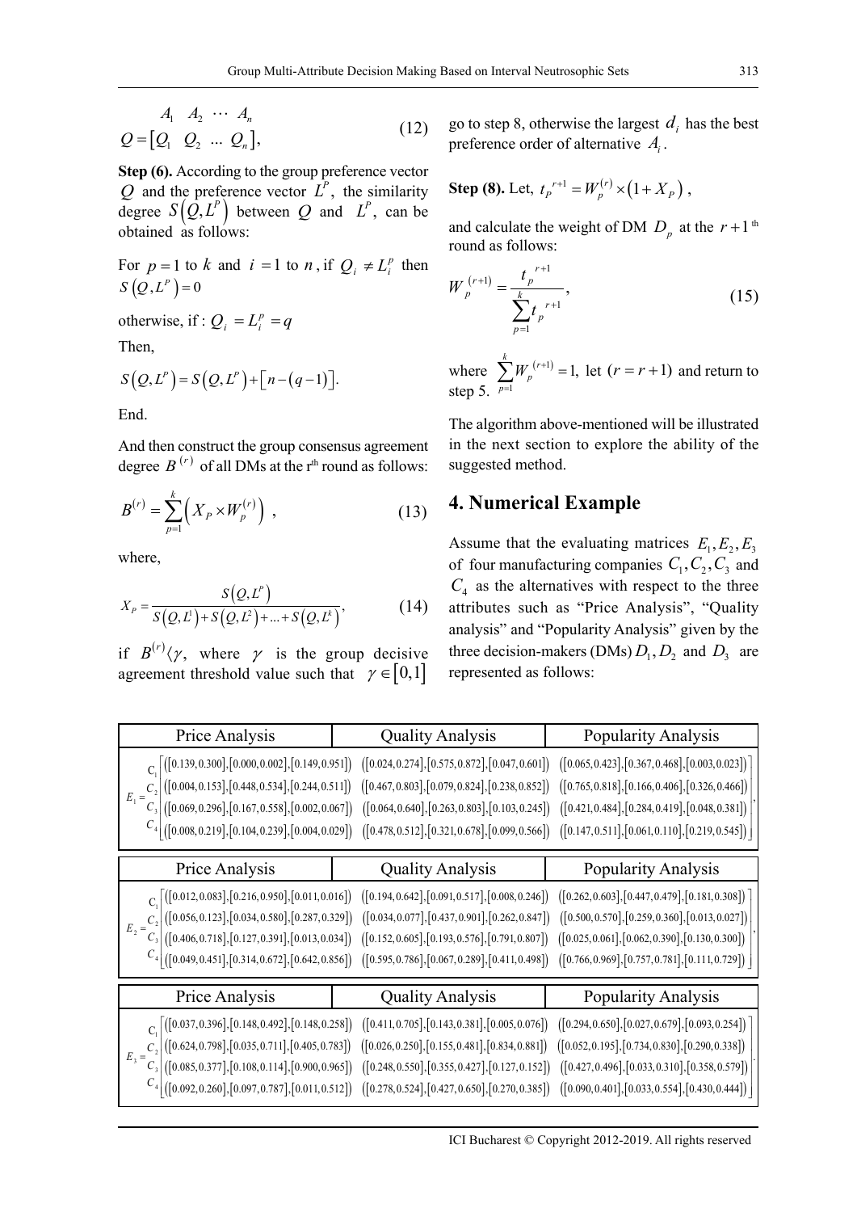$$Q = \begin{array}{c} A_1 \quad A_2 \quad \cdots \quad A_n \\ \left[ Q_1 \quad Q_2 \quad \ldots \quad Q_n \right], \end{array} \tag{12}$$

**Step (6).** According to the group preference vector $Q$ and the preference vector $L^P$, the similarity degree $S\left(Q, L^P\right)$ between $Q$ and $L^P$, can be obtained as follows:

For $p = 1$ to $k$ and $i = 1$ to $n$, if $Q_i \neq L_i^p$ then $S\left(Q, L^p\right) = 0$

otherwise, if : $Q_i = L_i^p = q$

Then,

$S\left(Q, L^p\right) = S\left(Q, L^p\right) + \left[n - (q-1)\right].$

End.

And then construct the group consensus agreement degree $B^{(r)}$ of all DMs at the r[th] round as follows:

$$B^{(r)} = \sum_{p=1}^{k} \left( X_P \times W_p^{(r)} \right) , \tag{13}$$

where,

$$X_P = \frac{S\left(Q, L^p\right)}{S\left(Q, L^1\right) + S\left(Q, L^2\right) + \ldots + S\left(Q, L^k\right)}, \tag{14}$$

if $B^{(r)} \langle \gamma$, where $\gamma$ is the group decisive agreement threshold value such that $\gamma \in [0,1]$ go to step 8, otherwise the largest $d_i$ has the best preference order of alternative $A_i$.

**Step (8).** Let, $t_P^{r+1} = W_p^{(r)} \times \left(1 + X_P\right)$,

and calculate the weight of DM $D_p$ at the $r+1$ th round as follows:

$$W_p^{(r+1)} = \frac{t_p^{r+1}}{\sum_{p=1}^{k} t_p^{r+1}}, \tag{15}$$

where $\sum_{p=1}^{k} W_p^{(r+1)} = 1$, let $(r = r+1)$ and return to step 5.

The algorithm above-mentioned will be illustrated in the next section to explore the ability of the suggested method.

## 4. Numerical Example

Assume that the evaluating matrices $E_1, E_2, E_3$ of four manufacturing companies $C_1, C_2, C_3$ and $C_4$ as the alternatives with respect to the three attributes such as "Price Analysis", "Quality analysis" and "Popularity Analysis" given by the three decision-makers (DMs) $D_1, D_2$ and $D_3$ are represented as follows:

$E_1 =$

| | Price Analysis | Quality Analysis | Popularity Analysis |
|---|---|---|---|
| $C_1$ | ([0.139, 0.300], [0.000, 0.002], [0.149, 0.951]) | ([0.024, 0.274], [0.575, 0.872], [0.047, 0.601]) | ([0.065, 0.423], [0.367, 0.468], [0.003, 0.023]) |
| $C_2$ | ([0.004, 0.153], [0.448, 0.534], [0.244, 0.511]) | ([0.467, 0.803], [0.079, 0.824], [0.238, 0.852]) | ([0.765, 0.818], [0.166, 0.406], [0.326, 0.466]) |
| $C_3$ | ([0.069, 0.296], [0.167, 0.558], [0.002, 0.067]) | ([0.064, 0.640], [0.263, 0.803], [0.103, 0.245]) | ([0.421, 0.484], [0.284, 0.419], [0.048, 0.381]) |
| $C_4$ | ([0.008, 0.219], [0.104, 0.239], [0.004, 0.029]) | ([0.478, 0.512], [0.321, 0.678], [0.099, 0.566]) | ([0.147, 0.511], [0.061, 0.110], [0.219, 0.545]) |

$E_2 =$

| | Price Analysis | Quality Analysis | Popularity Analysis |
|---|---|---|---|
| $C_1$ | ([0.012, 0.083], [0.216, 0.950], [0.011, 0.016]) | ([0.194, 0.642], [0.091, 0.517], [0.008, 0.246]) | ([0.262, 0.603], [0.447, 0.479], [0.181, 0.308]) |
| $C_2$ | ([0.056, 0.123], [0.034, 0.580], [0.287, 0.329]) | ([0.034, 0.077], [0.437, 0.901], [0.262, 0.847]) | ([0.500, 0.570], [0.259, 0.360], [0.013, 0.027]) |
| $C_3$ | ([0.406, 0.718], [0.127, 0.391], [0.013, 0.034]) | ([0.152, 0.605], [0.193, 0.576], [0.791, 0.807]) | ([0.025, 0.061], [0.062, 0.390], [0.130, 0.300]) |
| $C_4$ | ([0.049, 0.451], [0.314, 0.672], [0.642, 0.856]) | ([0.595, 0.786], [0.067, 0.289], [0.411, 0.498]) | ([0.766, 0.969], [0.757, 0.781], [0.111, 0.729]) |

$E_3 =$

| | Price Analysis | Quality Analysis | Popularity Analysis |
|---|---|---|---|
| $C_1$ | ([0.037, 0.396], [0.148, 0.492], [0.148, 0.258]) | ([0.411, 0.705], [0.143, 0.381], [0.005, 0.076]) | ([0.294, 0.650], [0.027, 0.679], [0.093, 0.254]) |
| $C_2$ | ([0.624, 0.798], [0.035, 0.711], [0.405, 0.783]) | ([0.026, 0.250], [0.155, 0.481], [0.834, 0.881]) | ([0.052, 0.195], [0.734, 0.830], [0.290, 0.338]) |
| $C_3$ | ([0.085, 0.377], [0.108, 0.114], [0.900, 0.965]) | ([0.248, 0.550], [0.355, 0.427], [0.127, 0.152]) | ([0.427, 0.496], [0.033, 0.310], [0.358, 0.579]) |
| $C_4$ | ([0.092, 0.260], [0.097, 0.787], [0.011, 0.512]) | ([0.278, 0.524], [0.427, 0.650], [0.270, 0.385]) | ([0.090, 0.401], [0.033, 0.554], [0.430, 0.444]) |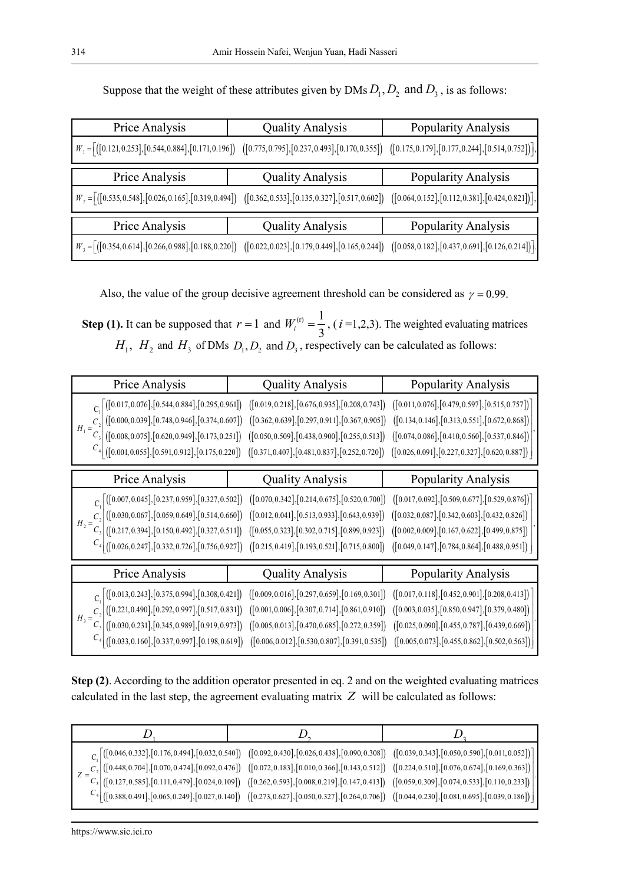Suppose that the weight of these attributes given by DMs $D_1, D_2$ and $D_3$, is as follows:

| Price Analysis | Quality Analysis | Popularity Analysis |
|---|---|---|
| $W_1 = [([0.121,0.253],[0.544,0.884],[0.171,0.196])$ | $([0.775,0.795],[0.237,0.493],[0.170,0.355])$ | $([0.175,0.179],[0.177,0.244],[0.514,0.752])]$, |

| Price Analysis | Quality Analysis | Popularity Analysis |
|---|---|---|
| $W_2 = [([0.535,0.548],[0.026,0.165],[0.319,0.494])$ | $([0.362,0.533],[0.135,0.327],[0.517,0.602])$ | $([0.064,0.152],[0.112,0.381],[0.424,0.821])]$, |

| Price Analysis | Quality Analysis | Popularity Analysis |
|---|---|---|
| $W_3 = [([0.354,0.614],[0.266,0.988],[0.188,0.220])$ | $([0.022,0.023],[0.179,0.449],[0.165,0.244])$ | $([0.058,0.182],[0.437,0.691],[0.126,0.214])]$. |

Also, the value of the group decisive agreement threshold can be considered as $\gamma = 0.99$.

**Step (1).** It can be supposed that $r = 1$ and $W_i^{(r)} = \dfrac{1}{3}$, ($i$ =1,2,3). The weighted evaluating matrices $H_1$, $H_2$ and $H_3$ of DMs $D_1, D_2$ and $D_3$, respectively can be calculated as follows:

| $H_1$ | Price Analysis | Quality Analysis | Popularity Analysis |
|---|---|---|---|
| $C_1$ | $([0.017,0.076],[0.544,0.884],[0.295,0.961])$ | $([0.019,0.218],[0.676,0.935],[0.208,0.743])$ | $([0.011,0.076],[0.479,0.597],[0.515,0.757])$ |
| $C_2$ | $([0.000,0.039],[0.748,0.946],[0.374,0.607])$ | $([0.362,0.639],[0.297,0.911],[0.367,0.905])$ | $([0.134,0.146],[0.313,0.551],[0.672,0.868])$ |
| $C_3$ | $([0.008,0.075],[0.620,0.949],[0.173,0.251])$ | $([0.050,0.509],[0.438,0.900],[0.255,0.513])$ | $([0.074,0.086],[0.410,0.560],[0.537,0.846])$ |
| $C_4$ | $([0.001,0.055],[0.591,0.912],[0.175,0.220])$ | $([0.371,0.407],[0.481,0.837],[0.252,0.720])$ | $([0.026,0.091],[0.227,0.327],[0.620,0.887])$ |

| $H_2$ | Price Analysis | Quality Analysis | Popularity Analysis |
|---|---|---|---|
| $C_1$ | $([0.007,0.045],[0.237,0.959],[0.327,0.502])$ | $([0.070,0.342],[0.214,0.675],[0.520,0.700])$ | $([0.017,0.092],[0.509,0.677],[0.529,0.876])$ |
| $C_2$ | $([0.030,0.067],[0.059,0.649],[0.514,0.660])$ | $([0.012,0.041],[0.513,0.933],[0.643,0.939])$ | $([0.032,0.087],[0.342,0.603],[0.432,0.826])$ |
| $C_3$ | $([0.217,0.394],[0.150,0.492],[0.327,0.511])$ | $([0.055,0.323],[0.302,0.715],[0.899,0.923])$ | $([0.002,0.009],[0.167,0.622],[0.499,0.875])$ |
| $C_4$ | $([0.026,0.247],[0.332,0.726],[0.756,0.927])$ | $([0.215,0.419],[0.193,0.521],[0.715,0.800])$ | $([0.049,0.147],[0.784,0.864],[0.488,0.951])$ |

| $H_3$ | Price Analysis | Quality Analysis | Popularity Analysis |
|---|---|---|---|
| $C_1$ | $([0.013,0.243],[0.375,0.994],[0.308,0.421])$ | $([0.009,0.016],[0.297,0.659],[0.169,0.301])$ | $([0.017,0.118],[0.452,0.901],[0.208,0.413])$ |
| $C_2$ | $([0.221,0.490],[0.292,0.997],[0.517,0.831])$ | $([0.001,0.006],[0.307,0.714],[0.861,0.910])$ | $([0.003,0.035],[0.850,0.947],[0.379,0.480])$ |
| $C_3$ | $([0.030,0.231],[0.345,0.989],[0.919,0.973])$ | $([0.005,0.013],[0.470,0.685],[0.272,0.359])$ | $([0.025,0.090],[0.455,0.787],[0.439,0.669])$ |
| $C_4$ | $([0.033,0.160],[0.337,0.997],[0.198,0.619])$ | $([0.006,0.012],[0.530,0.807],[0.391,0.535])$ | $([0.005,0.073],[0.455,0.862],[0.502,0.563])$ |

**Step (2)**. According to the addition operator presented in eq. 2 and on the weighted evaluating matrices calculated in the last step, the agreement evaluating matrix $Z$ will be calculated as follows:

| $Z$ | $D_1$ | $D_2$ | $D_3$ |
|---|---|---|---|
| $C_1$ | $([0.046,0.332],[0.176,0.494],[0.032,0.540])$ | $([0.092,0.430],[0.026,0.438],[0.090,0.308])$ | $([0.039,0.343],[0.050,0.590],[0.011,0.052])$ |
| $C_2$ | $([0.448,0.704],[0.070,0.474],[0.092,0.476])$ | $([0.072,0.183],[0.010,0.366],[0.143,0.512])$ | $([0.224,0.510],[0.076,0.674],[0.169,0.363])$ |
| $C_3$ | $([0.127,0.585],[0.111,0.479],[0.024,0.109])$ | $([0.262,0.593],[0.008,0.219],[0.147,0.413])$ | $([0.059,0.309],[0.074,0.533],[0.110,0.233])$ |
| $C_4$ | $([0.388,0.491],[0.065,0.249],[0.027,0.140])$ | $([0.273,0.627],[0.050,0.327],[0.264,0.706])$ | $([0.044,0.230],[0.081,0.695],[0.039,0.186])$ |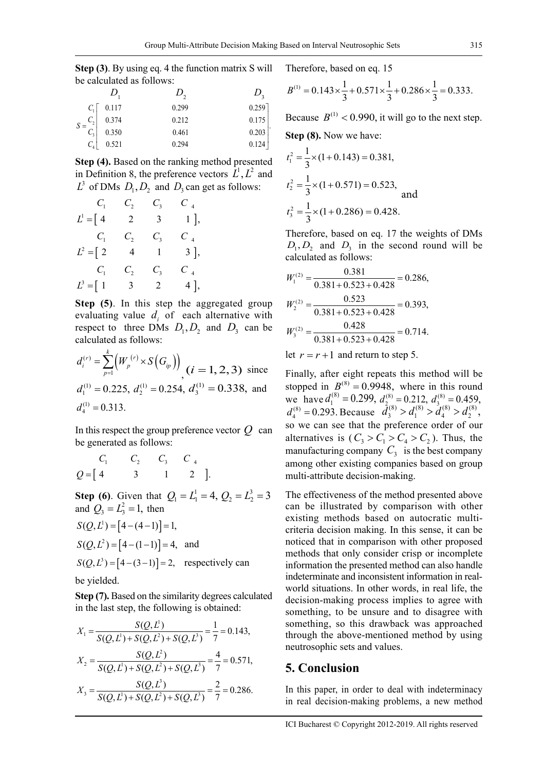**Step (3)**. By using eq. 4 the function matrix S will be calculated as follows:

$$S = \begin{array}{c} \\ C_1 \\ C_2 \\ C_3 \\ C_4 \end{array} \begin{array}{c} \begin{array}{ccc} D_1 & D_2 & D_3 \end{array} \\ \begin{bmatrix} 0.117 & 0.299 & 0.259 \\ 0.374 & 0.212 & 0.175 \\ 0.350 & 0.461 & 0.203 \\ 0.521 & 0.294 & 0.124 \end{bmatrix} \end{array}.$$

**Step (4).** Based on the ranking method presented in Definition 8, the preference vectors $L^1, L^2$ and $L^3$ of DMs $D_1, D_2$ and $D_3$ can get as follows:

$$\begin{array}{c} \quad C_1 \quad C_2 \quad C_3 \quad C_4 \\ L^1 = [\,4 \quad 2 \quad 3 \quad 1\,], \end{array}$$

$$\begin{array}{c} \quad C_1 \quad C_2 \quad C_3 \quad C_4 \\ L^2 = [\,2 \quad 4 \quad 1 \quad 3\,], \end{array}$$

$$\begin{array}{c} \quad C_1 \quad C_2 \quad C_3 \quad C_4 \\ L^3 = [\,1 \quad 3 \quad 2 \quad 4\,], \end{array}$$

**Step (5)**. In this step the aggregated group evaluating value $d_i$ of each alternative with respect to three DMs $D_1, D_2$ and $D_3$ can be calculated as follows:

$d_i^{(r)} = \sum_{p=1}^{k} \left( W_p^{(r)} \times S\left(G_{ip}\right) \right)$, $(i = 1, 2, 3)$ since $d_1^{(1)} = 0.225,\ d_2^{(1)} = 0.254,\ d_3^{(1)} = 0.338,$ and $d_4^{(1)} = 0.313.$

In this respect the group preference vector $Q$ can be generated as follows:

$$\begin{array}{c} \quad C_1 \quad C_2 \quad C_3 \quad C_4 \\ Q = [\,4 \quad 3 \quad 1 \quad 2\,]. \end{array}$$

**Step (6)**. Given that $Q_1 = L_1^1 = 4,\ Q_2 = L_2^3 = 3$ and $Q_3 = L_3^2 = 1$, then

$S(Q, L^1) = [4 - (4-1)] = 1,$

$S(Q, L^2) = [4 - (1-1)] = 4,$ and

$S(Q, L^3) = [4 - (3-1)] = 2,$ respectively can be yielded.

**Step (7).** Based on the similarity degrees calculated in the last step, the following is obtained:

$$X_1 = \frac{S(Q,L^1)}{S(Q,L^1) + S(Q,L^2) + S(Q,L^3)} = \frac{1}{7} = 0.143,$$

$$X_2 = \frac{S(Q,L^2)}{S(Q,L^1) + S(Q,L^2) + S(Q,L^3)} = \frac{4}{7} = 0.571,$$

$$X_3 = \frac{S(Q,L^3)}{S(Q,L^1) + S(Q,L^2) + S(Q,L^3)} = \frac{2}{7} = 0.286.$$

Therefore, based on eq. 15

$$B^{(1)} = 0.143 \times \frac{1}{3} + 0.571 \times \frac{1}{3} + 0.286 \times \frac{1}{3} = 0.333.$$

Because $B^{(1)} < 0.990$, it will go to the next step.

**Step (8).** Now we have:

$$t_1^2 = \frac{1}{3} \times (1 + 0.143) = 0.381,$$

$$t_2^2 = \frac{1}{3} \times (1 + 0.571) = 0.523,$$ and

$$t_3^2 = \frac{1}{3} \times (1 + 0.286) = 0.428.$$

Therefore, based on eq. 17 the weights of DMs $D_1, D_2$ and $D_3$ in the second round will be calculated as follows:

$$W_1^{(2)} = \frac{0.381}{0.381 + 0.523 + 0.428} = 0.286,$$

$$W_2^{(2)} = \frac{0.523}{0.381 + 0.523 + 0.428} = 0.393,$$

$$W_3^{(2)} = \frac{0.428}{0.381 + 0.523 + 0.428} = 0.714.$$

let $r = r + 1$ and return to step 5.

Finally, after eight repeats this method will be stopped in $B^{(8)} = 0.9948$, where in this round we have $d_1^{(8)} = 0.299,\ d_2^{(8)} = 0.212,\ d_3^{(8)} = 0.459,$ $d_4^{(8)} = 0.293.$ Because $d_3^{(8)} > d_1^{(8)} > d_4^{(8)} > d_2^{(8)}$, so we can see that the preference order of our alternatives is ($C_3 > C_1 > C_4 > C_2$). Thus, the manufacturing company $C_3$ is the best company among other existing companies based on group multi-attribute decision-making.

The effectiveness of the method presented above can be illustrated by comparison with other existing methods based on autocratic multi-criteria decision making. In this sense, it can be noticed that in comparison with other proposed methods that only consider crisp or incomplete information the presented method can also handle indeterminate and inconsistent information in real-world situations. In other words, in real life, the decision-making process implies to agree with something, to be unsure and to disagree with something, so this drawback was approached through the above-mentioned method by using neutrosophic sets and values.

## 5. Conclusion

In this paper, in order to deal with indeterminacy in real decision-making problems, a new method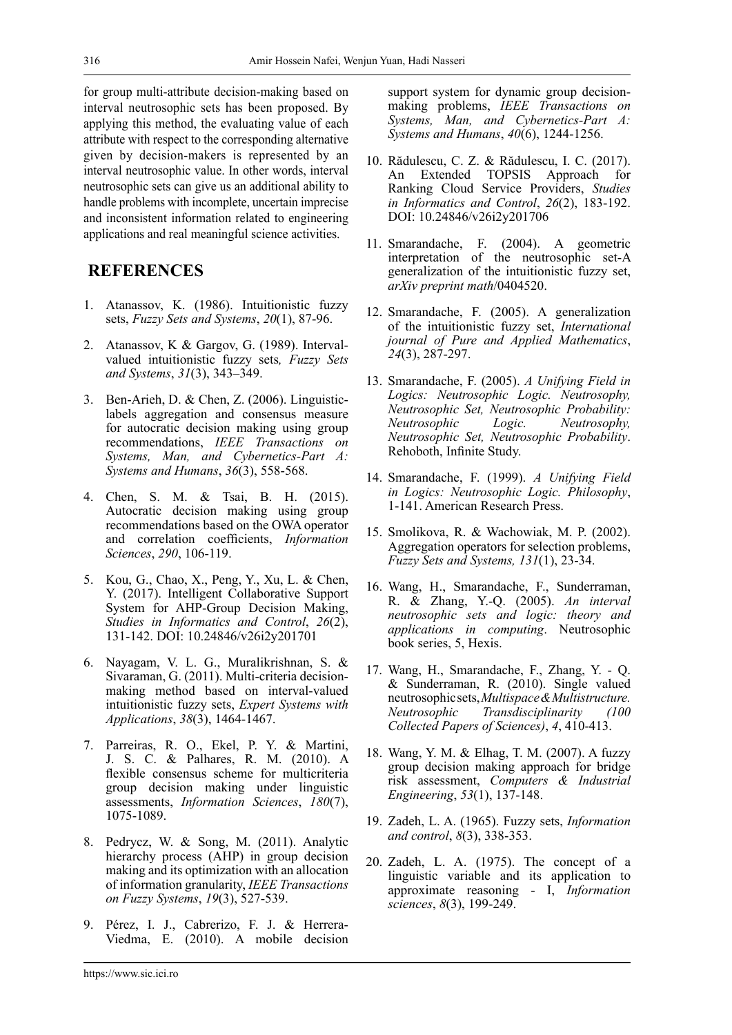for group multi-attribute decision-making based on interval neutrosophic sets has been proposed. By applying this method, the evaluating value of each attribute with respect to the corresponding alternative given by decision-makers is represented by an interval neutrosophic value. In other words, interval neutrosophic sets can give us an additional ability to handle problems with incomplete, uncertain imprecise and inconsistent information related to engineering applications and real meaningful science activities.

## REFERENCES

1. Atanassov, K. (1986). Intuitionistic fuzzy sets, *Fuzzy Sets and Systems*, *20*(1), 87-96.
2. Atanassov, K & Gargov, G. (1989). Interval-valued intuitionistic fuzzy sets*, Fuzzy Sets and Systems*, *31*(3), 343–349.
3. Ben-Arieh, D. & Chen, Z. (2006). Linguistic-labels aggregation and consensus measure for autocratic decision making using group recommendations, *IEEE Transactions on Systems, Man, and Cybernetics-Part A: Systems and Humans*, *36*(3), 558-568.
4. Chen, S. M. & Tsai, B. H. (2015). Autocratic decision making using group recommendations based on the OWA operator and correlation coefficients, *Information Sciences*, *290*, 106-119.
5. Kou, G., Chao, X., Peng, Y., Xu, L. & Chen, Y. (2017). Intelligent Collaborative Support System for AHP-Group Decision Making, *Studies in Informatics and Control*, *26*(2), 131-142. DOI: 10.24846/v26i2y201701
6. Nayagam, V. L. G., Muralikrishnan, S. & Sivaraman, G. (2011). Multi-criteria decision-making method based on interval-valued intuitionistic fuzzy sets, *Expert Systems with Applications*, *38*(3), 1464-1467.
7. Parreiras, R. O., Ekel, P. Y. & Martini, J. S. C. & Palhares, R. M. (2010). A flexible consensus scheme for multicriteria group decision making under linguistic assessments, *Information Sciences*, *180*(7), 1075-1089.
8. Pedrycz, W. & Song, M. (2011). Analytic hierarchy process (AHP) in group decision making and its optimization with an allocation of information granularity, *IEEE Transactions on Fuzzy Systems*, *19*(3), 527-539.
9. Pérez, I. J., Cabrerizo, F. J. & Herrera-Viedma, E. (2010). A mobile decision support system for dynamic group decision-making problems, *IEEE Transactions on Systems, Man, and Cybernetics-Part A: Systems and Humans*, *40*(6), 1244-1256.
10. Rădulescu, C. Z. & Rădulescu, I. C. (2017). An Extended TOPSIS Approach for Ranking Cloud Service Providers, *Studies in Informatics and Control*, *26*(2), 183-192. DOI: 10.24846/v26i2y201706
11. Smarandache, F. (2004). A geometric interpretation of the neutrosophic set-A generalization of the intuitionistic fuzzy set, *arXiv preprint math*/0404520.
12. Smarandache, F. (2005). A generalization of the intuitionistic fuzzy set, *International journal of Pure and Applied Mathematics*, *24*(3), 287-297.
13. Smarandache, F. (2005). *A Unifying Field in Logics: Neutrosophic Logic. Neutrosophy, Neutrosophic Set, Neutrosophic Probability: Neutrosophic Logic. Neutrosophy, Neutrosophic Set, Neutrosophic Probability*. Rehoboth, Infinite Study.
14. Smarandache, F. (1999). *A Unifying Field in Logics: Neutrosophic Logic. Philosophy*, 1-141. American Research Press.
15. Smolikova, R. & Wachowiak, M. P. (2002). Aggregation operators for selection problems, *Fuzzy Sets and Systems, 131*(1), 23-34.
16. Wang, H., Smarandache, F., Sunderraman, R. & Zhang, Y.-Q. (2005). *An interval neutrosophic sets and logic: theory and applications in computing*. Neutrosophic book series, 5, Hexis.
17. Wang, H., Smarandache, F., Zhang, Y. - Q. & Sunderraman, R. (2010). Single valued neutrosophic sets, *Multispace & Multistructure. Neutrosophic Transdisciplinarity (100 Collected Papers of Sciences)*, *4*, 410-413.
18. Wang, Y. M. & Elhag, T. M. (2007). A fuzzy group decision making approach for bridge risk assessment, *Computers & Industrial Engineering*, *53*(1), 137-148.
19. Zadeh, L. A. (1965). Fuzzy sets, *Information and control*, *8*(3), 338-353.
20. Zadeh, L. A. (1975). The concept of a linguistic variable and its application to approximate reasoning - I, *Information sciences*, *8*(3), 199-249.